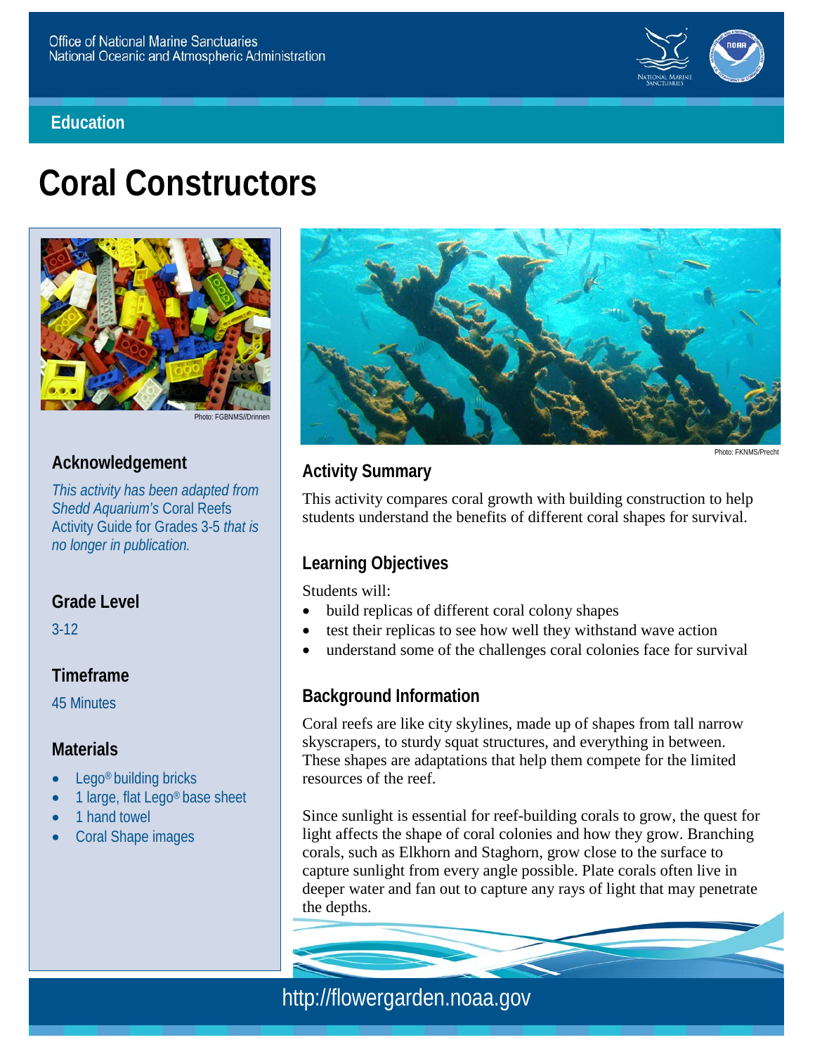Office of National Marine Sanctuaries
National Oceanic and Atmospheric Administration

Education

# Coral Constructors

Photo: FGBNMS//Drinnen

## Acknowledgement

*This activity has been adapted from Shedd Aquarium's* Coral Reefs Activity Guide for Grades 3-5 *that is no longer in publication.*

## Grade Level

3-12

## Timeframe

45 Minutes

## Materials

- Lego® building bricks
- 1 large, flat Lego® base sheet
- 1 hand towel
- Coral Shape images

Photo: FKNMS/Precht

## Activity Summary

This activity compares coral growth with building construction to help students understand the benefits of different coral shapes for survival.

## Learning Objectives

Students will:

- build replicas of different coral colony shapes
- test their replicas to see how well they withstand wave action
- understand some of the challenges coral colonies face for survival

## Background Information

Coral reefs are like city skylines, made up of shapes from tall narrow skyscrapers, to sturdy squat structures, and everything in between. These shapes are adaptations that help them compete for the limited resources of the reef.

Since sunlight is essential for reef-building corals to grow, the quest for light affects the shape of coral colonies and how they grow. Branching corals, such as Elkhorn and Staghorn, grow close to the surface to capture sunlight from every angle possible. Plate corals often live in deeper water and fan out to capture any rays of light that may penetrate the depths.

http://flowergarden.noaa.gov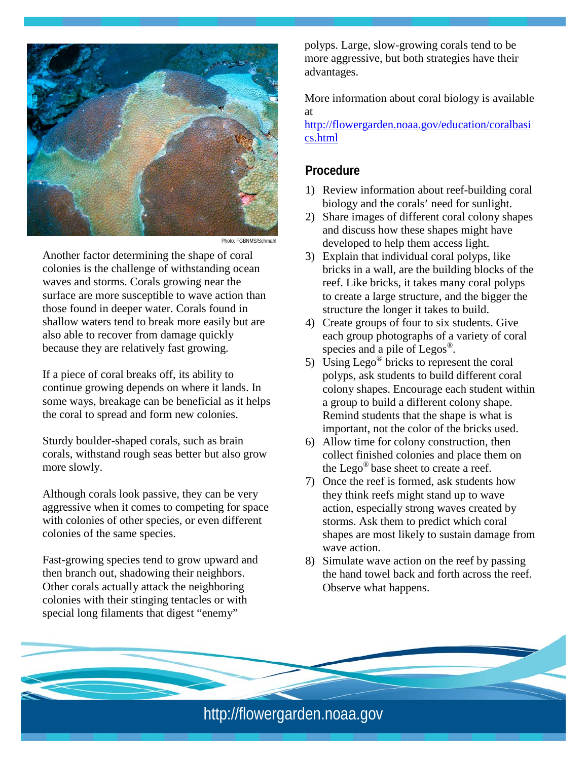Photo: FGBNMS/Schmahl

Another factor determining the shape of coral colonies is the challenge of withstanding ocean waves and storms. Corals growing near the surface are more susceptible to wave action than those found in deeper water. Corals found in shallow waters tend to break more easily but are also able to recover from damage quickly because they are relatively fast growing.

If a piece of coral breaks off, its ability to continue growing depends on where it lands. In some ways, breakage can be beneficial as it helps the coral to spread and form new colonies.

Sturdy boulder-shaped corals, such as brain corals, withstand rough seas better but also grow more slowly.

Although corals look passive, they can be very aggressive when it comes to competing for space with colonies of other species, or even different colonies of the same species.

Fast-growing species tend to grow upward and then branch out, shadowing their neighbors. Other corals actually attack the neighboring colonies with their stinging tentacles or with special long filaments that digest "enemy" polyps. Large, slow-growing corals tend to be more aggressive, but both strategies have their advantages.

More information about coral biology is available at http://flowergarden.noaa.gov/education/coralbasics.html

## Procedure

1) Review information about reef-building coral biology and the corals' need for sunlight.
2) Share images of different coral colony shapes and discuss how these shapes might have developed to help them access light.
3) Explain that individual coral polyps, like bricks in a wall, are the building blocks of the reef. Like bricks, it takes many coral polyps to create a large structure, and the bigger the structure the longer it takes to build.
4) Create groups of four to six students. Give each group photographs of a variety of coral species and a pile of Legos®.
5) Using Lego® bricks to represent the coral polyps, ask students to build different coral colony shapes. Encourage each student within a group to build a different colony shape. Remind students that the shape is what is important, not the color of the bricks used.
6) Allow time for colony construction, then collect finished colonies and place them on the Lego® base sheet to create a reef.
7) Once the reef is formed, ask students how they think reefs might stand up to wave action, especially strong waves created by storms. Ask them to predict which coral shapes are most likely to sustain damage from wave action.
8) Simulate wave action on the reef by passing the hand towel back and forth across the reef. Observe what happens.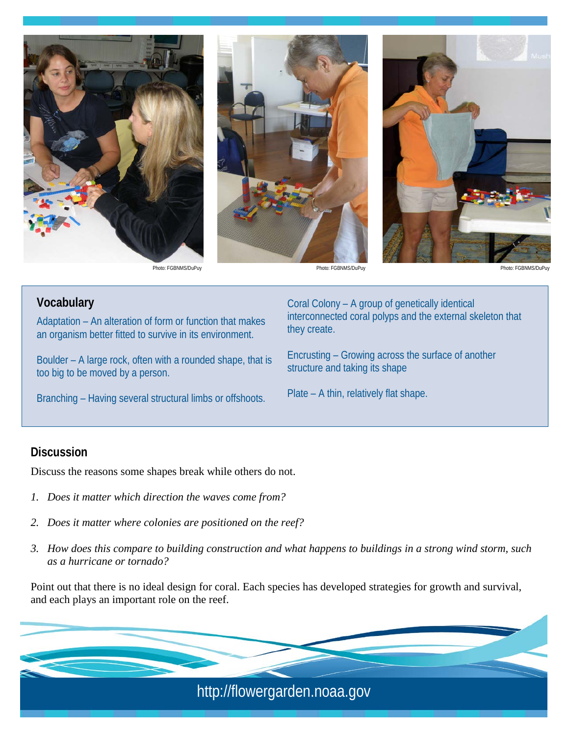Photo: FGBNMS/DuPuy

Photo: FGBNMS/DuPuy

Photo: FGBNMS/DuPuy

## Vocabulary

Adaptation – An alteration of form or function that makes an organism better fitted to survive in its environment.

Boulder – A large rock, often with a rounded shape, that is too big to be moved by a person.

Branching – Having several structural limbs or offshoots.

Coral Colony – A group of genetically identical interconnected coral polyps and the external skeleton that they create.

Encrusting – Growing across the surface of another structure and taking its shape

Plate – A thin, relatively flat shape.

## Discussion

Discuss the reasons some shapes break while others do not.

1. *Does it matter which direction the waves come from?*
2. *Does it matter where colonies are positioned on the reef?*
3. *How does this compare to building construction and what happens to buildings in a strong wind storm, such as a hurricane or tornado?*

Point out that there is no ideal design for coral. Each species has developed strategies for growth and survival, and each plays an important role on the reef.

http://flowergarden.noaa.gov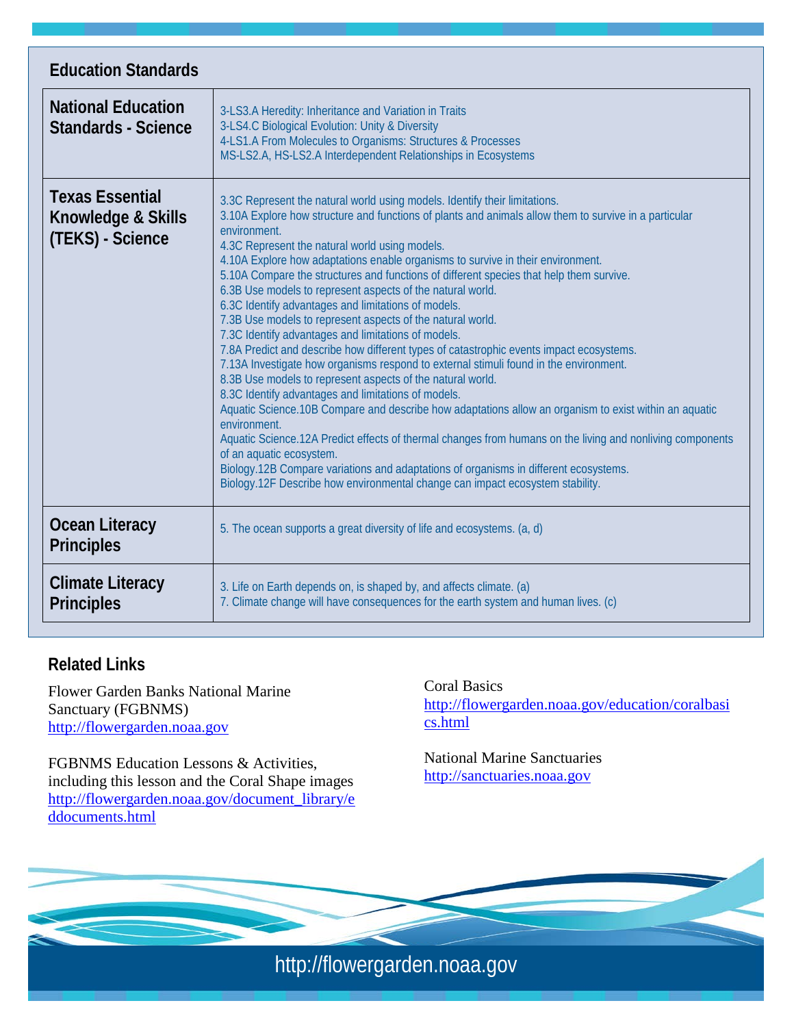## Education Standards

| | |
|---|---|
| **National Education Standards - Science** | 3-LS3.A Heredity: Inheritance and Variation in Traits<br>3-LS4.C Biological Evolution: Unity & Diversity<br>4-LS1.A From Molecules to Organisms: Structures & Processes<br>MS-LS2.A, HS-LS2.A Interdependent Relationships in Ecosystems |
| **Texas Essential Knowledge & Skills (TEKS) - Science** | 3.3C Represent the natural world using models. Identify their limitations.<br>3.10A Explore how structure and functions of plants and animals allow them to survive in a particular environment.<br>4.3C Represent the natural world using models.<br>4.10A Explore how adaptations enable organisms to survive in their environment.<br>5.10A Compare the structures and functions of different species that help them survive.<br>6.3B Use models to represent aspects of the natural world.<br>6.3C Identify advantages and limitations of models.<br>7.3B Use models to represent aspects of the natural world.<br>7.3C Identify advantages and limitations of models.<br>7.8A Predict and describe how different types of catastrophic events impact ecosystems.<br>7.13A Investigate how organisms respond to external stimuli found in the environment.<br>8.3B Use models to represent aspects of the natural world.<br>8.3C Identify advantages and limitations of models.<br>Aquatic Science.10B Compare and describe how adaptations allow an organism to exist within an aquatic environment.<br>Aquatic Science.12A Predict effects of thermal changes from humans on the living and nonliving components of an aquatic ecosystem.<br>Biology.12B Compare variations and adaptations of organisms in different ecosystems.<br>Biology.12F Describe how environmental change can impact ecosystem stability. |
| **Ocean Literacy Principles** | 5. The ocean supports a great diversity of life and ecosystems. (a, d) |
| **Climate Literacy Principles** | 3. Life on Earth depends on, is shaped by, and affects climate. (a)<br>7. Climate change will have consequences for the earth system and human lives. (c) |

## Related Links

Flower Garden Banks National Marine Sanctuary (FGBNMS)
http://flowergarden.noaa.gov

FGBNMS Education Lessons & Activities, including this lesson and the Coral Shape images
http://flowergarden.noaa.gov/document_library/eddocuments.html

Coral Basics
http://flowergarden.noaa.gov/education/coralbasics.html

National Marine Sanctuaries
http://sanctuaries.noaa.gov

http://flowergarden.noaa.gov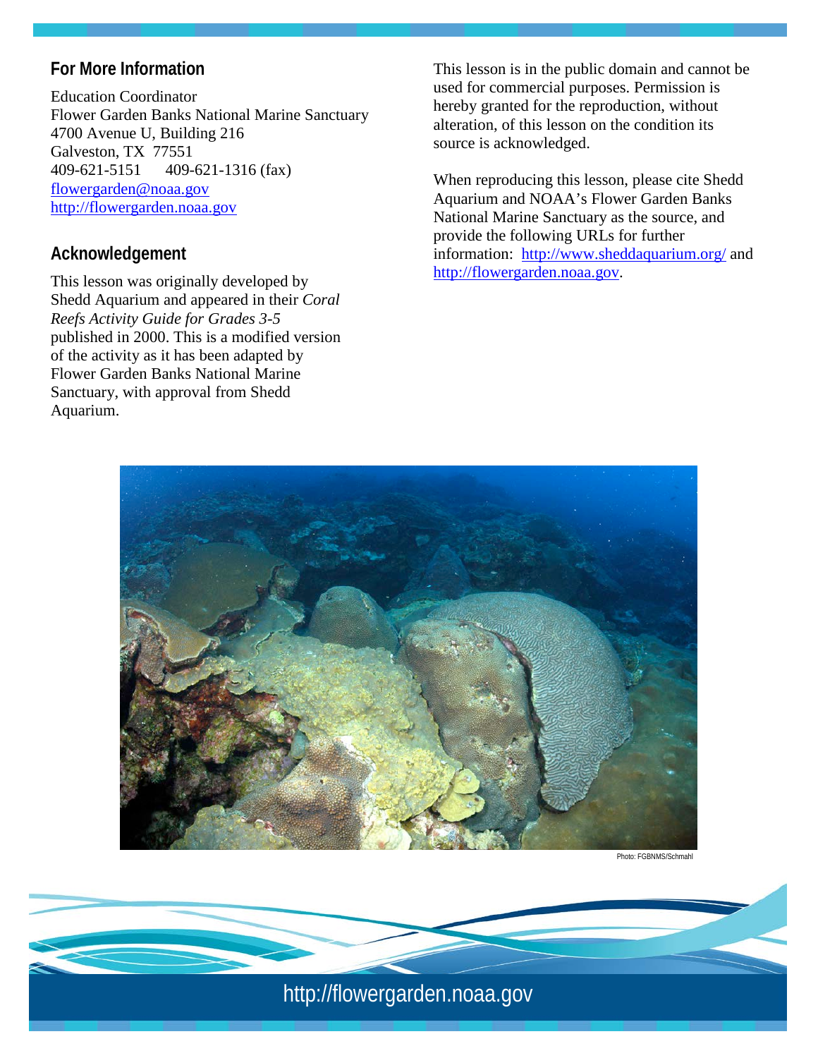## For More Information

Education Coordinator
Flower Garden Banks National Marine Sanctuary
4700 Avenue U, Building 216
Galveston, TX 77551
409-621-5151 409-621-1316 (fax)
flowergarden@noaa.gov
http://flowergarden.noaa.gov

## Acknowledgement

This lesson was originally developed by Shedd Aquarium and appeared in their *Coral Reefs Activity Guide for Grades 3-5* published in 2000. This is a modified version of the activity as it has been adapted by Flower Garden Banks National Marine Sanctuary, with approval from Shedd Aquarium.

This lesson is in the public domain and cannot be used for commercial purposes. Permission is hereby granted for the reproduction, without alteration, of this lesson on the condition its source is acknowledged.

When reproducing this lesson, please cite Shedd Aquarium and NOAA's Flower Garden Banks National Marine Sanctuary as the source, and provide the following URLs for further information: http://www.sheddaquarium.org/ and http://flowergarden.noaa.gov.

Photo: FGBNMS/Schmahl

http://flowergarden.noaa.gov